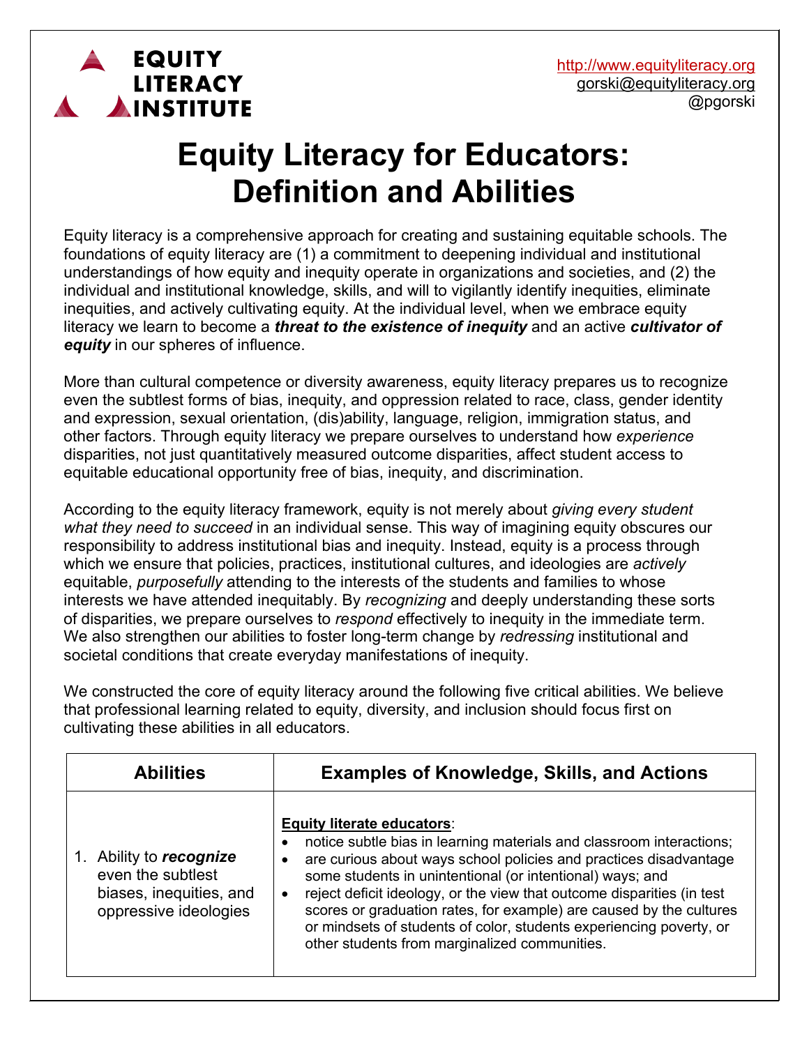**EQUITY LITERACY INSTITUTE**

http://www.equityliteracy.org
gorski@equityliteracy.org
@pgorski

# Equity Literacy for Educators: Definition and Abilities

Equity literacy is a comprehensive approach for creating and sustaining equitable schools. The foundations of equity literacy are (1) a commitment to deepening individual and institutional understandings of how equity and inequity operate in organizations and societies, and (2) the individual and institutional knowledge, skills, and will to vigilantly identify inequities, eliminate inequities, and actively cultivating equity. At the individual level, when we embrace equity literacy we learn to become a ***threat to the existence of inequity*** and an active ***cultivator of equity*** in our spheres of influence.

More than cultural competence or diversity awareness, equity literacy prepares us to recognize even the subtlest forms of bias, inequity, and oppression related to race, class, gender identity and expression, sexual orientation, (dis)ability, language, religion, immigration status, and other factors. Through equity literacy we prepare ourselves to understand how *experience* disparities, not just quantitatively measured outcome disparities, affect student access to equitable educational opportunity free of bias, inequity, and discrimination.

According to the equity literacy framework, equity is not merely about *giving every student what they need to succeed* in an individual sense. This way of imagining equity obscures our responsibility to address institutional bias and inequity. Instead, equity is a process through which we ensure that policies, practices, institutional cultures, and ideologies are *actively* equitable, *purposefully* attending to the interests of the students and families to whose interests we have attended inequitably. By *recognizing* and deeply understanding these sorts of disparities, we prepare ourselves to *respond* effectively to inequity in the immediate term. We also strengthen our abilities to foster long-term change by *redressing* institutional and societal conditions that create everyday manifestations of inequity.

We constructed the core of equity literacy around the following five critical abilities. We believe that professional learning related to equity, diversity, and inclusion should focus first on cultivating these abilities in all educators.

| Abilities | Examples of Knowledge, Skills, and Actions |
|---|---|
| 1. Ability to ***recognize*** even the subtlest biases, inequities, and oppressive ideologies | **Equity literate educators**:<br>• notice subtle bias in learning materials and classroom interactions;<br>• are curious about ways school policies and practices disadvantage some students in unintentional (or intentional) ways; and<br>• reject deficit ideology, or the view that outcome disparities (in test scores or graduation rates, for example) are caused by the cultures or mindsets of students of color, students experiencing poverty, or other students from marginalized communities. |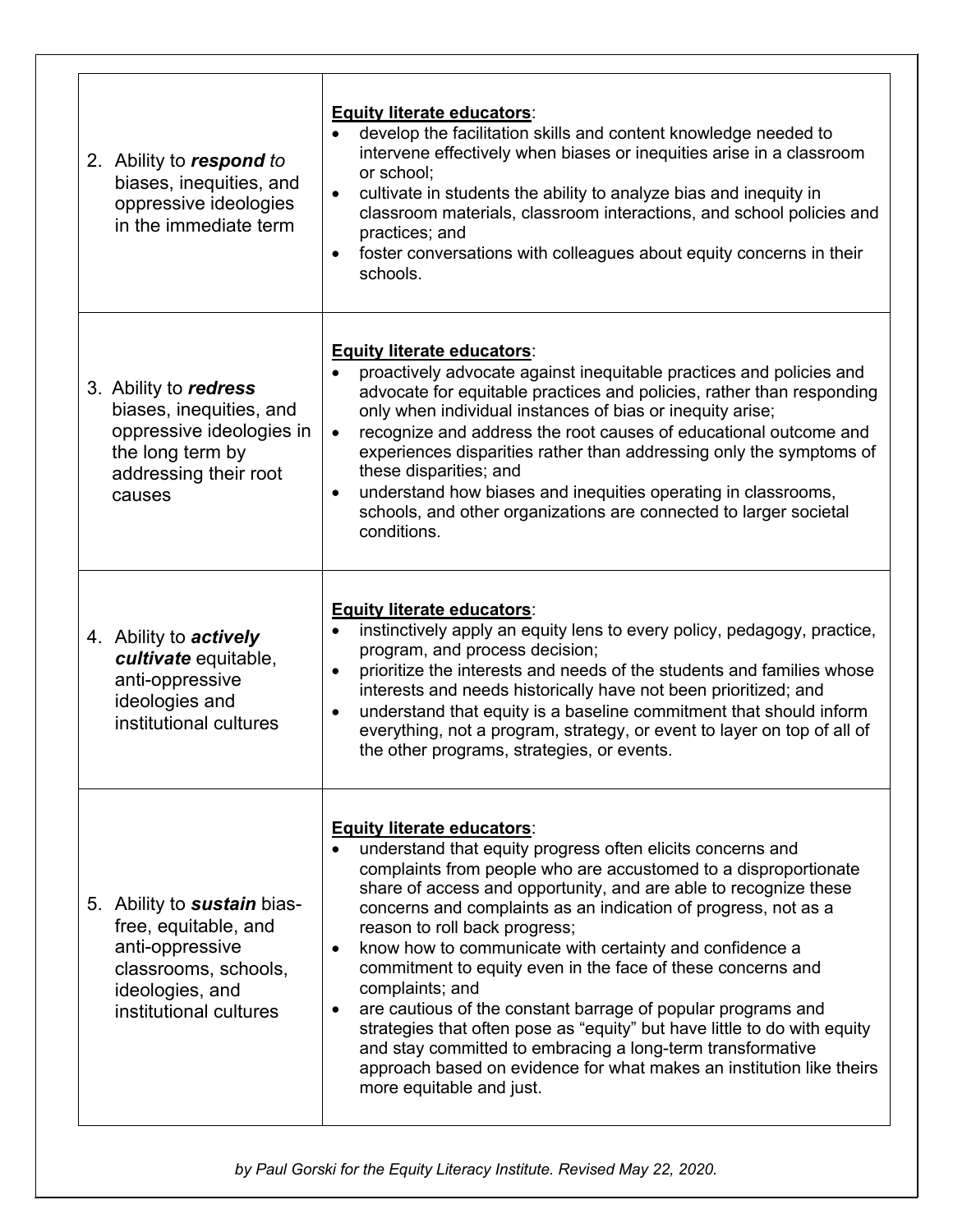| | |
|---|---|
| 2. Ability to ***respond*** *to* biases, inequities, and oppressive ideologies in the immediate term | **Equity literate educators**:<br>• develop the facilitation skills and content knowledge needed to intervene effectively when biases or inequities arise in a classroom or school;<br>• cultivate in students the ability to analyze bias and inequity in classroom materials, classroom interactions, and school policies and practices; and<br>• foster conversations with colleagues about equity concerns in their schools. |
| 3. Ability to ***redress*** biases, inequities, and oppressive ideologies in the long term by addressing their root causes | **Equity literate educators**:<br>• proactively advocate against inequitable practices and policies and advocate for equitable practices and policies, rather than responding only when individual instances of bias or inequity arise;<br>• recognize and address the root causes of educational outcome and experiences disparities rather than addressing only the symptoms of these disparities; and<br>• understand how biases and inequities operating in classrooms, schools, and other organizations are connected to larger societal conditions. |
| 4. Ability to ***actively cultivate*** equitable, anti-oppressive ideologies and institutional cultures | **Equity literate educators**:<br>• instinctively apply an equity lens to every policy, pedagogy, practice, program, and process decision;<br>• prioritize the interests and needs of the students and families whose interests and needs historically have not been prioritized; and<br>• understand that equity is a baseline commitment that should inform everything, not a program, strategy, or event to layer on top of all of the other programs, strategies, or events. |
| 5. Ability to ***sustain*** bias-free, equitable, and anti-oppressive classrooms, schools, ideologies, and institutional cultures | **Equity literate educators**:<br>• understand that equity progress often elicits concerns and complaints from people who are accustomed to a disproportionate share of access and opportunity, and are able to recognize these concerns and complaints as an indication of progress, not as a reason to roll back progress;<br>• know how to communicate with certainty and confidence a commitment to equity even in the face of these concerns and complaints; and<br>• are cautious of the constant barrage of popular programs and strategies that often pose as "equity" but have little to do with equity and stay committed to embracing a long-term transformative approach based on evidence for what makes an institution like theirs more equitable and just. |

*by Paul Gorski for the Equity Literacy Institute. Revised May 22, 2020.*